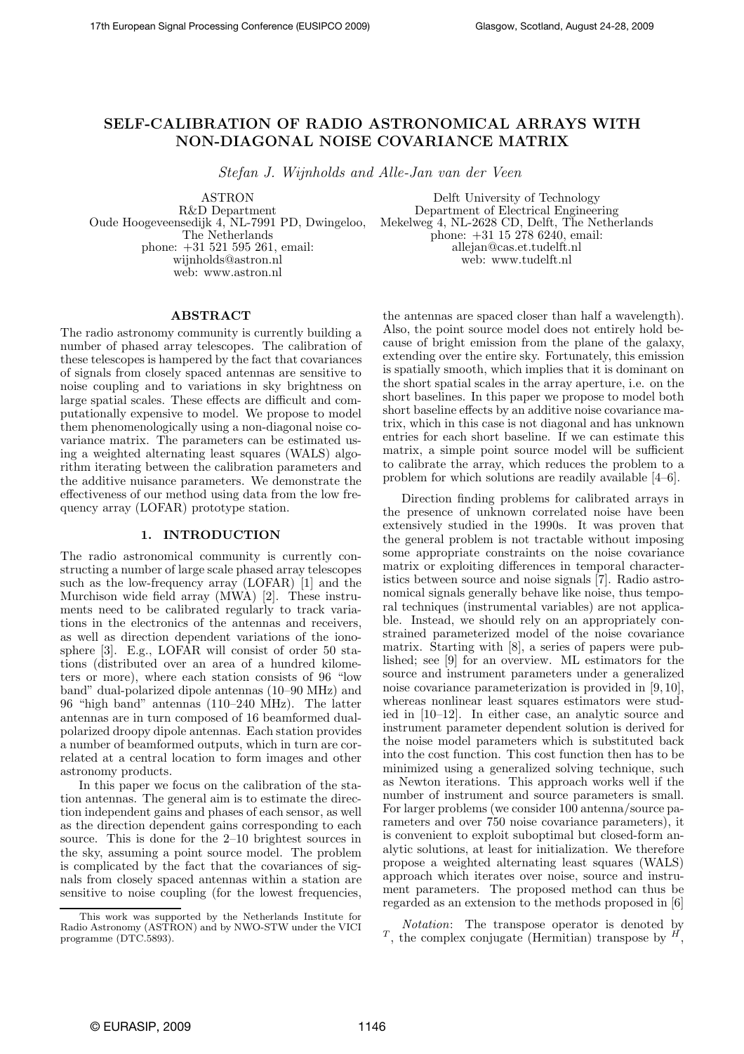# SELF-CALIBRATION OF RADIO ASTRONOMICAL ARRAYS WITH NON-DIAGONAL NOISE COVARIANCE MATRIX

*Stefan J. Wijnholds and Alle-Jan van der Veen*

ASTRON
R&D Department
Oude Hoogeveensedijk 4, NL-7991 PD, Dwingeloo, The Netherlands
phone: +31 521 595 261, email: wijnholds@astron.nl
web: www.astron.nl

Delft University of Technology
Department of Electrical Engineering
Mekelweg 4, NL-2628 CD, Delft, The Netherlands
phone: +31 15 278 6240, email: allejan@cas.et.tudelft.nl
web: www.tudelft.nl

## ABSTRACT

The radio astronomy community is currently building a number of phased array telescopes. The calibration of these telescopes is hampered by the fact that covariances of signals from closely spaced antennas are sensitive to noise coupling and to variations in sky brightness on large spatial scales. These effects are difficult and computationally expensive to model. We propose to model them phenomenologically using a non-diagonal noise covariance matrix. The parameters can be estimated using a weighted alternating least squares (WALS) algorithm iterating between the calibration parameters and the additive nuisance parameters. We demonstrate the effectiveness of our method using data from the low frequency array (LOFAR) prototype station.

## 1. INTRODUCTION

The radio astronomical community is currently constructing a number of large scale phased array telescopes such as the low-frequency array (LOFAR) [1] and the Murchison wide field array (MWA) [2]. These instruments need to be calibrated regularly to track variations in the electronics of the antennas and receivers, as well as direction dependent variations of the ionosphere [3]. E.g., LOFAR will consist of order 50 stations (distributed over an area of a hundred kilometers or more), where each station consists of 96 "low band" dual-polarized dipole antennas (10–90 MHz) and 96 "high band" antennas (110–240 MHz). The latter antennas are in turn composed of 16 beamformed dual-polarized droopy dipole antennas. Each station provides a number of beamformed outputs, which in turn are correlated at a central location to form images and other astronomy products.

In this paper we focus on the calibration of the station antennas. The general aim is to estimate the direction independent gains and phases of each sensor, as well as the direction dependent gains corresponding to each source. This is done for the 2–10 brightest sources in the sky, assuming a point source model. The problem is complicated by the fact that the covariances of signals from closely spaced antennas within a station are sensitive to noise coupling (for the lowest frequencies, the antennas are spaced closer than half a wavelength). Also, the point source model does not entirely hold because of bright emission from the plane of the galaxy, extending over the entire sky. Fortunately, this emission is spatially smooth, which implies that it is dominant on the short spatial scales in the array aperture, i.e. on the short baselines. In this paper we propose to model both short baseline effects by an additive noise covariance matrix, which in this case is not diagonal and has unknown entries for each short baseline. If we can estimate this matrix, a simple point source model will be sufficient to calibrate the array, which reduces the problem to a problem for which solutions are readily available [4–6].

Direction finding problems for calibrated arrays in the presence of unknown correlated noise have been extensively studied in the 1990s. It was proven that the general problem is not tractable without imposing some appropriate constraints on the noise covariance matrix or exploiting differences in temporal characteristics between source and noise signals [7]. Radio astronomical signals generally behave like noise, thus temporal techniques (instrumental variables) are not applicable. Instead, we should rely on an appropriately constrained parameterized model of the noise covariance matrix. Starting with [8], a series of papers were published; see [9] for an overview. ML estimators for the source and instrument parameters under a generalized noise covariance parameterization is provided in [9, 10], whereas nonlinear least squares estimators were studied in [10–12]. In either case, an analytic source and instrument parameter dependent solution is derived for the noise model parameters which is substituted back into the cost function. This cost function then has to be minimized using a generalized solving technique, such as Newton iterations. This approach works well if the number of instrument and source parameters is small. For larger problems (we consider 100 antenna/source parameters and over 750 noise covariance parameters), it is convenient to exploit suboptimal but closed-form analytic solutions, at least for initialization. We therefore propose a weighted alternating least squares (WALS) approach which iterates over noise, source and instrument parameters. The proposed method can thus be regarded as an extension to the methods proposed in [6]

*Notation*: The transpose operator is denoted by $^T$, the complex conjugate (Hermitian) transpose by $^H$,

This work was supported by the Netherlands Institute for Radio Astronomy (ASTRON) and by NWO-STW under the VICI programme (DTC.5893).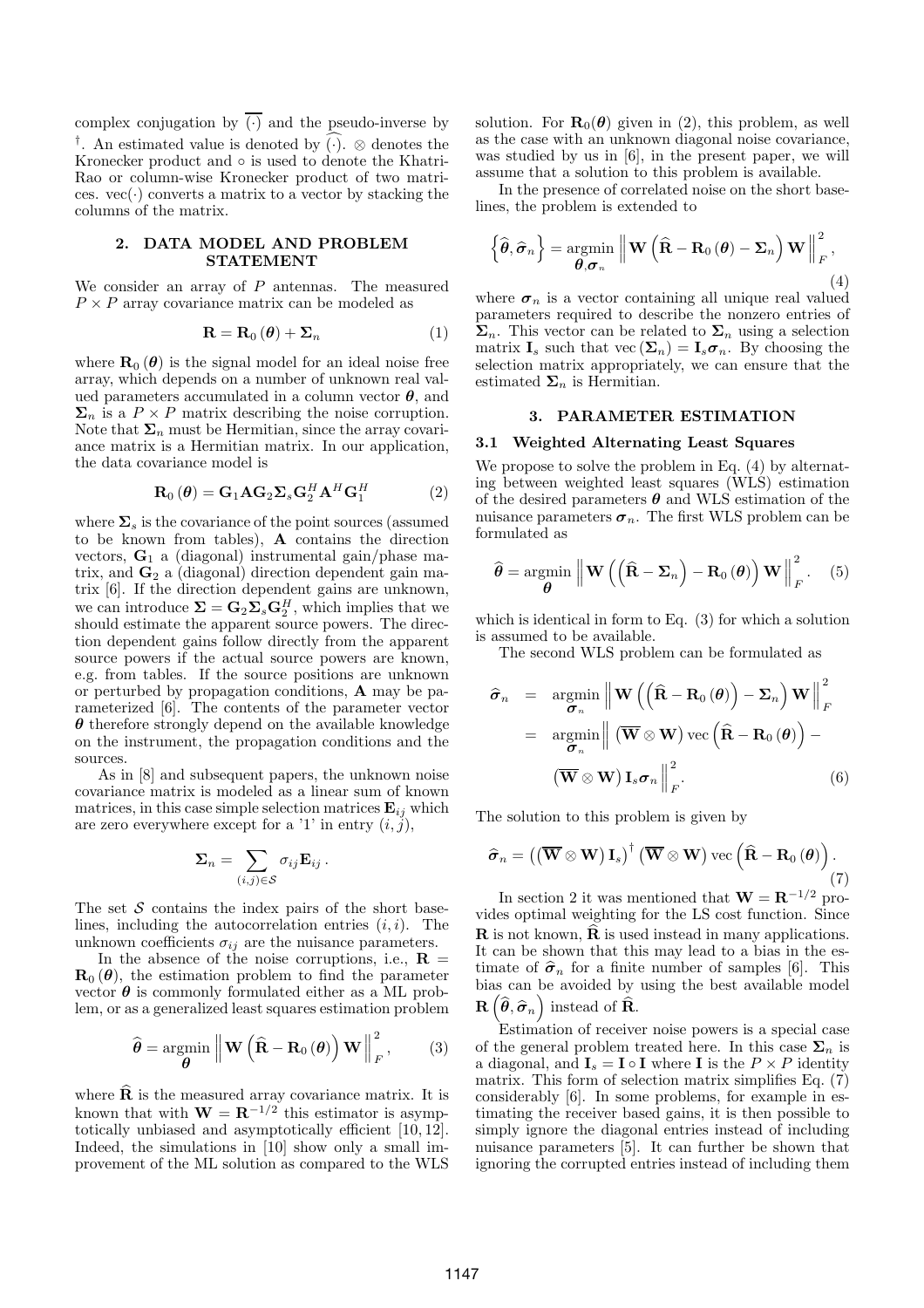complex conjugation by $\overline{(\cdot)}$ and the pseudo-inverse by $^\dagger$. An estimated value is denoted by $\widehat{(\cdot)}$. $\otimes$ denotes the Kronecker product and $\circ$ is used to denote the Khatri-Rao or column-wise Kronecker product of two matrices. $\text{vec}(\cdot)$ converts a matrix to a vector by stacking the columns of the matrix.

## 2. DATA MODEL AND PROBLEM STATEMENT

We consider an array of $P$ antennas. The measured $P \times P$ array covariance matrix can be modeled as

$$\mathbf{R} = \mathbf{R}_0(\boldsymbol{\theta}) + \boldsymbol{\Sigma}_n \tag{1}$$

where $\mathbf{R}_0(\boldsymbol{\theta})$ is the signal model for an ideal noise free array, which depends on a number of unknown real valued parameters accumulated in a column vector $\boldsymbol{\theta}$, and $\boldsymbol{\Sigma}_n$ is a $P \times P$ matrix describing the noise corruption. Note that $\boldsymbol{\Sigma}_n$ must be Hermitian, since the array covariance matrix is a Hermitian matrix. In our application, the data covariance model is

$$\mathbf{R}_0(\boldsymbol{\theta}) = \mathbf{G}_1 \mathbf{A} \mathbf{G}_2 \boldsymbol{\Sigma}_s \mathbf{G}_2^H \mathbf{A}^H \mathbf{G}_1^H \tag{2}$$

where $\boldsymbol{\Sigma}_s$ is the covariance of the point sources (assumed to be known from tables), $\mathbf{A}$ contains the direction vectors, $\mathbf{G}_1$ a (diagonal) instrumental gain/phase matrix, and $\mathbf{G}_2$ a (diagonal) direction dependent gain matrix [6]. If the direction dependent gains are unknown, we can introduce $\boldsymbol{\Sigma} = \mathbf{G}_2 \boldsymbol{\Sigma}_s \mathbf{G}_2^H$, which implies that we should estimate the apparent source powers. The direction dependent gains follow directly from the apparent source powers if the actual source powers are known, e.g. from tables. If the source positions are unknown or perturbed by propagation conditions, $\mathbf{A}$ may be parameterized [6]. The contents of the parameter vector $\boldsymbol{\theta}$ therefore strongly depend on the available knowledge on the instrument, the propagation conditions and the sources.

As in [8] and subsequent papers, the unknown noise covariance matrix is modeled as a linear sum of known matrices, in this case simple selection matrices $\mathbf{E}_{ij}$ which are zero everywhere except for a '1' in entry $(i,j)$,

$$\boldsymbol{\Sigma}_n = \sum_{(i,j)\in\mathcal{S}} \sigma_{ij} \mathbf{E}_{ij}\,.$$

The set $\mathcal{S}$ contains the index pairs of the short baselines, including the autocorrelation entries $(i,i)$. The unknown coefficients $\sigma_{ij}$ are the nuisance parameters.

In the absence of the noise corruptions, i.e., $\mathbf{R} = \mathbf{R}_0(\boldsymbol{\theta})$, the estimation problem to find the parameter vector $\boldsymbol{\theta}$ is commonly formulated either as a ML problem, or as a generalized least squares estimation problem

$$\widehat{\boldsymbol{\theta}} = \underset{\boldsymbol{\theta}}{\operatorname{argmin}} \left\| \mathbf{W}\left(\widehat{\mathbf{R}} - \mathbf{R}_0(\boldsymbol{\theta})\right)\mathbf{W} \right\|_F^2, \tag{3}$$

where $\widehat{\mathbf{R}}$ is the measured array covariance matrix. It is known that with $\mathbf{W} = \mathbf{R}^{-1/2}$ this estimator is asymptotically unbiased and asymptotically efficient [10, 12]. Indeed, the simulations in [10] show only a small improvement of the ML solution as compared to the WLS solution. For $\mathbf{R}_0(\boldsymbol{\theta})$ given in (2), this problem, as well as the case with an unknown diagonal noise covariance, was studied by us in [6], in the present paper, we will assume that a solution to this problem is available.

In the presence of correlated noise on the short baselines, the problem is extended to

$$\left\{\widehat{\boldsymbol{\theta}}, \widehat{\boldsymbol{\sigma}}_n\right\} = \underset{\boldsymbol{\theta},\boldsymbol{\sigma}_n}{\operatorname{argmin}} \left\| \mathbf{W}\left(\widehat{\mathbf{R}} - \mathbf{R}_0(\boldsymbol{\theta}) - \boldsymbol{\Sigma}_n\right)\mathbf{W} \right\|_F^2, \tag{4}$$

where $\boldsymbol{\sigma}_n$ is a vector containing all unique real valued parameters required to describe the nonzero entries of $\boldsymbol{\Sigma}_n$. This vector can be related to $\boldsymbol{\Sigma}_n$ using a selection matrix $\mathbf{I}_s$ such that $\text{vec}(\boldsymbol{\Sigma}_n) = \mathbf{I}_s \boldsymbol{\sigma}_n$. By choosing the selection matrix appropriately, we can ensure that the estimated $\boldsymbol{\Sigma}_n$ is Hermitian.

## 3. PARAMETER ESTIMATION

### 3.1 Weighted Alternating Least Squares

We propose to solve the problem in Eq. (4) by alternating between weighted least squares (WLS) estimation of the desired parameters $\boldsymbol{\theta}$ and WLS estimation of the nuisance parameters $\boldsymbol{\sigma}_n$. The first WLS problem can be formulated as

$$\widehat{\boldsymbol{\theta}} = \underset{\boldsymbol{\theta}}{\operatorname{argmin}} \left\| \mathbf{W}\left(\left(\widehat{\mathbf{R}} - \boldsymbol{\Sigma}_n\right) - \mathbf{R}_0(\boldsymbol{\theta})\right)\mathbf{W} \right\|_F^2. \tag{5}$$

which is identical in form to Eq. (3) for which a solution is assumed to be available.

The second WLS problem can be formulated as

$$\begin{aligned}
\widehat{\boldsymbol{\sigma}}_n &= \underset{\boldsymbol{\sigma}_n}{\operatorname{argmin}} \left\| \mathbf{W}\left(\left(\widehat{\mathbf{R}} - \mathbf{R}_0(\boldsymbol{\theta})\right) - \boldsymbol{\Sigma}_n\right)\mathbf{W} \right\|_F^2 \\
&= \underset{\boldsymbol{\sigma}_n}{\operatorname{argmin}} \Big\| \left(\overline{\mathbf{W}} \otimes \mathbf{W}\right)\text{vec}\left(\widehat{\mathbf{R}} - \mathbf{R}_0(\boldsymbol{\theta})\right) - \\
&\qquad \left(\overline{\mathbf{W}} \otimes \mathbf{W}\right)\mathbf{I}_s \boldsymbol{\sigma}_n \Big\|_F^2.
\end{aligned} \tag{6}$$

The solution to this problem is given by

$$\widehat{\boldsymbol{\sigma}}_n = \left(\left(\overline{\mathbf{W}} \otimes \mathbf{W}\right)\mathbf{I}_s\right)^\dagger \left(\overline{\mathbf{W}} \otimes \mathbf{W}\right)\text{vec}\left(\widehat{\mathbf{R}} - \mathbf{R}_0(\boldsymbol{\theta})\right). \tag{7}$$

In section 2 it was mentioned that $\mathbf{W} = \mathbf{R}^{-1/2}$ provides optimal weighting for the LS cost function. Since $\mathbf{R}$ is not known, $\widehat{\mathbf{R}}$ is used instead in many applications. It can be shown that this may lead to a bias in the estimate of $\widehat{\boldsymbol{\sigma}}_n$ for a finite number of samples [6]. This bias can be avoided by using the best available model $\mathbf{R}\left(\widehat{\boldsymbol{\theta}}, \widehat{\boldsymbol{\sigma}}_n\right)$ instead of $\widehat{\mathbf{R}}$.

Estimation of receiver noise powers is a special case of the general problem treated here. In this case $\boldsymbol{\Sigma}_n$ is a diagonal, and $\mathbf{I}_s = \mathbf{I} \circ \mathbf{I}$ where $\mathbf{I}$ is the $P \times P$ identity matrix. This form of selection matrix simplifies Eq. (7) considerably [6]. In some problems, for example in estimating the receiver based gains, it is then possible to simply ignore the diagonal entries instead of including nuisance parameters [5]. It can further be shown that ignoring the corrupted entries instead of including them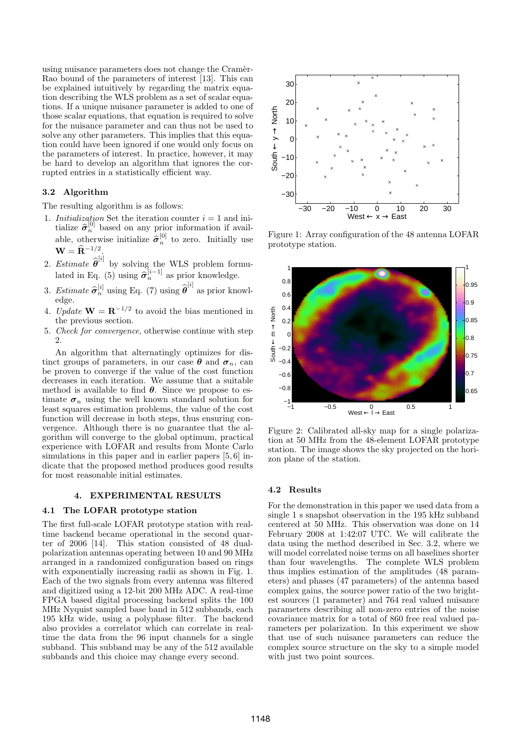using nuisance parameters does not change the Cramèr-Rao bound of the parameters of interest [13]. This can be explained intuitively by regarding the matrix equation describing the WLS problem as a set of scalar equations. If a unique nuisance parameter is added to one of those scalar equations, that equation is required to solve for the nuisance parameter and can thus not be used to solve any other parameters. This implies that this equation could have been ignored if one would only focus on the parameters of interest. In practice, however, it may be hard to develop an algorithm that ignores the corrupted entries in a statistically efficient way.

### 3.2 Algorithm

The resulting algorithm is as follows:

1. *Initialization* Set the iteration counter $i = 1$ and initialize $\widehat{\boldsymbol{\sigma}}_n^{[0]}$ based on any prior information if available, otherwise initialize $\widehat{\boldsymbol{\sigma}}_n^{[0]}$ to zero. Initially use $\mathbf{W} = \widehat{\mathbf{R}}^{-1/2}$.
2. *Estimate* $\widehat{\boldsymbol{\theta}}^{[i]}$ by solving the WLS problem formulated in Eq. (5) using $\widehat{\boldsymbol{\sigma}}_n^{[i-1]}$ as prior knowledge.
3. *Estimate* $\widehat{\boldsymbol{\sigma}}_n^{[i]}$ using Eq. (7) using $\widehat{\boldsymbol{\theta}}^{[i]}$ as prior knowledge.
4. *Update* $\mathbf{W} = \mathbf{R}^{-1/2}$ to avoid the bias mentioned in the previous section.
5. *Check for convergence*, otherwise continue with step 2.

An algorithm that alternatingly optimizes for distinct groups of parameters, in our case $\boldsymbol{\theta}$ and $\boldsymbol{\sigma}_n$, can be proven to converge if the value of the cost function decreases in each iteration. We assume that a suitable method is available to find $\boldsymbol{\theta}$. Since we propose to estimate $\boldsymbol{\sigma}_n$ using the well known standard solution for least squares estimation problems, the value of the cost function will decrease in both steps, thus ensuring convergence. Although there is no guarantee that the algorithm will converge to the global optimum, practical experience with LOFAR and results from Monte Carlo simulations in this paper and in earlier papers [5,6] indicate that the proposed method produces good results for most reasonable initial estimates.

## 4. EXPERIMENTAL RESULTS

### 4.1 The LOFAR prototype station

The first full-scale LOFAR prototype station with real-time backend became operational in the second quarter of 2006 [14]. This station consisted of 48 dual-polarization antennas operating between 10 and 90 MHz arranged in a randomized configuration based on rings with exponentially increasing radii as shown in Fig. 1. Each of the two signals from every antenna was filtered and digitized using a 12-bit 200 MHz ADC. A real-time FPGA based digital processing backend splits the 100 MHz Nyquist sampled base band in 512 subbands, each 195 kHz wide, using a polyphase filter. The backend also provides a correlator which can correlate in real-time the data from the 96 input channels for a single subband. This subband may be any of the 512 available subbands and this choice may change every second.

Figure 1: Array configuration of the 48 antenna LOFAR prototype station.

Figure 2: Calibrated all-sky map for a single polarization at 50 MHz from the 48-element LOFAR prototype station. The image shows the sky projected on the horizon plane of the station.

### 4.2 Results

For the demonstration in this paper we used data from a single 1 s snapshot observation in the 195 kHz subband centered at 50 MHz. This observation was done on 14 February 2008 at 1:42:07 UTC. We will calibrate the data using the method described in Sec. 3.2, where we will model correlated noise terms on all baselines shorter than four wavelengths. The complete WLS problem thus implies estimation of the amplitudes (48 parameters) and phases (47 parameters) of the antenna based complex gains, the source power ratio of the two brightest sources (1 parameter) and 764 real valued nuisance parameters describing all non-zero entries of the noise covariance matrix for a total of 860 free real valued parameters per polarization. In this experiment we show that use of such nuisance parameters can reduce the complex source structure on the sky to a simple model with just two point sources.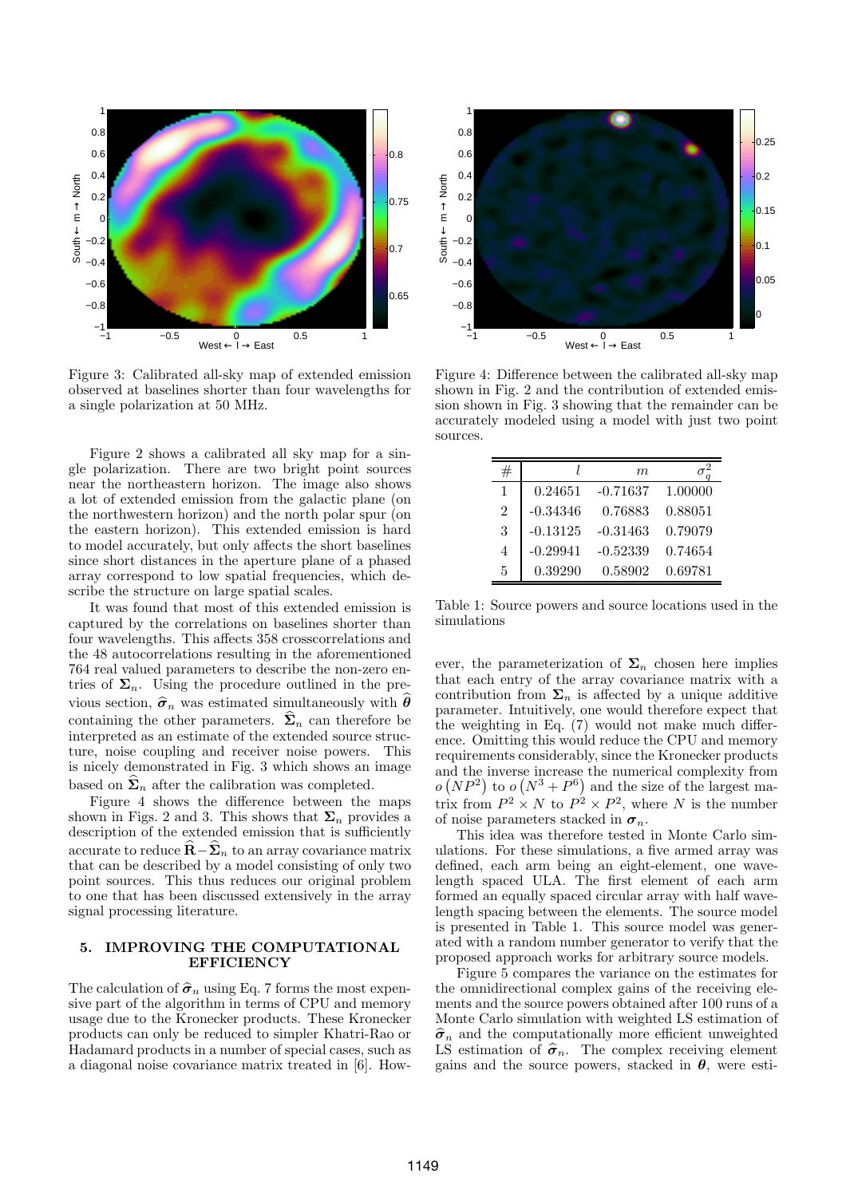Figure 3: Calibrated all-sky map of extended emission observed at baselines shorter than four wavelengths for a single polarization at 50 MHz.

Figure 4: Difference between the calibrated all-sky map shown in Fig. 2 and the contribution of extended emission shown in Fig. 3 showing that the remainder can be accurately modeled using a model with just two point sources.

Figure 2 shows a calibrated all sky map for a single polarization. There are two bright point sources near the northeastern horizon. The image also shows a lot of extended emission from the galactic plane (on the northwestern horizon) and the north polar spur (on the eastern horizon). This extended emission is hard to model accurately, but only affects the short baselines since short distances in the aperture plane of a phased array correspond to low spatial frequencies, which describe the structure on large spatial scales.

It was found that most of this extended emission is captured by the correlations on baselines shorter than four wavelengths. This affects 358 crosscorrelations and the 48 autocorrelations resulting in the aforementioned 764 real valued parameters to describe the non-zero entries of $\mathbf{\Sigma}_n$. Using the procedure outlined in the previous section, $\widehat{\boldsymbol{\sigma}}_n$ was estimated simultaneously with $\widehat{\boldsymbol{\theta}}$ containing the other parameters. $\widehat{\mathbf{\Sigma}}_n$ can therefore be interpreted as an estimate of the extended source structure, noise coupling and receiver noise powers. This is nicely demonstrated in Fig. 3 which shows an image based on $\widehat{\mathbf{\Sigma}}_n$ after the calibration was completed.

Figure 4 shows the difference between the maps shown in Figs. 2 and 3. This shows that $\mathbf{\Sigma}_n$ provides a description of the extended emission that is sufficiently accurate to reduce $\widehat{\mathbf{R}} - \widehat{\mathbf{\Sigma}}_n$ to an array covariance matrix that can be described by a model consisting of only two point sources. This thus reduces our original problem to one that has been discussed extensively in the array signal processing literature.

## 5. IMPROVING THE COMPUTATIONAL EFFICIENCY

The calculation of $\widehat{\boldsymbol{\sigma}}_n$ using Eq. 7 forms the most expensive part of the algorithm in terms of CPU and memory usage due to the Kronecker products. These Kronecker products can only be reduced to simpler Khatri-Rao or Hadamard products in a number of special cases, such as a diagonal noise covariance matrix treated in [6]. However, the parameterization of $\mathbf{\Sigma}_n$ chosen here implies that each entry of the array covariance matrix with a contribution from $\mathbf{\Sigma}_n$ is affected by a unique additive parameter. Intuitively, one would therefore expect that the weighting in Eq. (7) would not make much difference. Omitting this would reduce the CPU and memory requirements considerably, since the Kronecker products and the inverse increase the numerical complexity from $o\left(NP^2\right)$ to $o\left(N^3 + P^6\right)$ and the size of the largest matrix from $P^2 \times N$ to $P^2 \times P^2$, where $N$ is the number of noise parameters stacked in $\boldsymbol{\sigma}_n$.

| # | $l$ | $m$ | $\sigma_q^2$ |
|---|---|---|---|
| 1 | 0.24651 | -0.71637 | 1.00000 |
| 2 | -0.34346 | 0.76883 | 0.88051 |
| 3 | -0.13125 | -0.31463 | 0.79079 |
| 4 | -0.29941 | -0.52339 | 0.74654 |
| 5 | 0.39290 | 0.58902 | 0.69781 |

Table 1: Source powers and source locations used in the simulations

This idea was therefore tested in Monte Carlo simulations. For these simulations, a five armed array was defined, each arm being an eight-element, one wavelength spaced ULA. The first element of each arm formed an equally spaced circular array with half wavelength spacing between the elements. The source model is presented in Table 1. This source model was generated with a random number generator to verify that the proposed approach works for arbitrary source models.

Figure 5 compares the variance on the estimates for the omnidirectional complex gains of the receiving elements and the source powers obtained after 100 runs of a Monte Carlo simulation with weighted LS estimation of $\widehat{\boldsymbol{\sigma}}_n$ and the computationally more efficient unweighted LS estimation of $\widehat{\boldsymbol{\sigma}}_n$. The complex receiving element gains and the source powers, stacked in $\boldsymbol{\theta}$, were esti-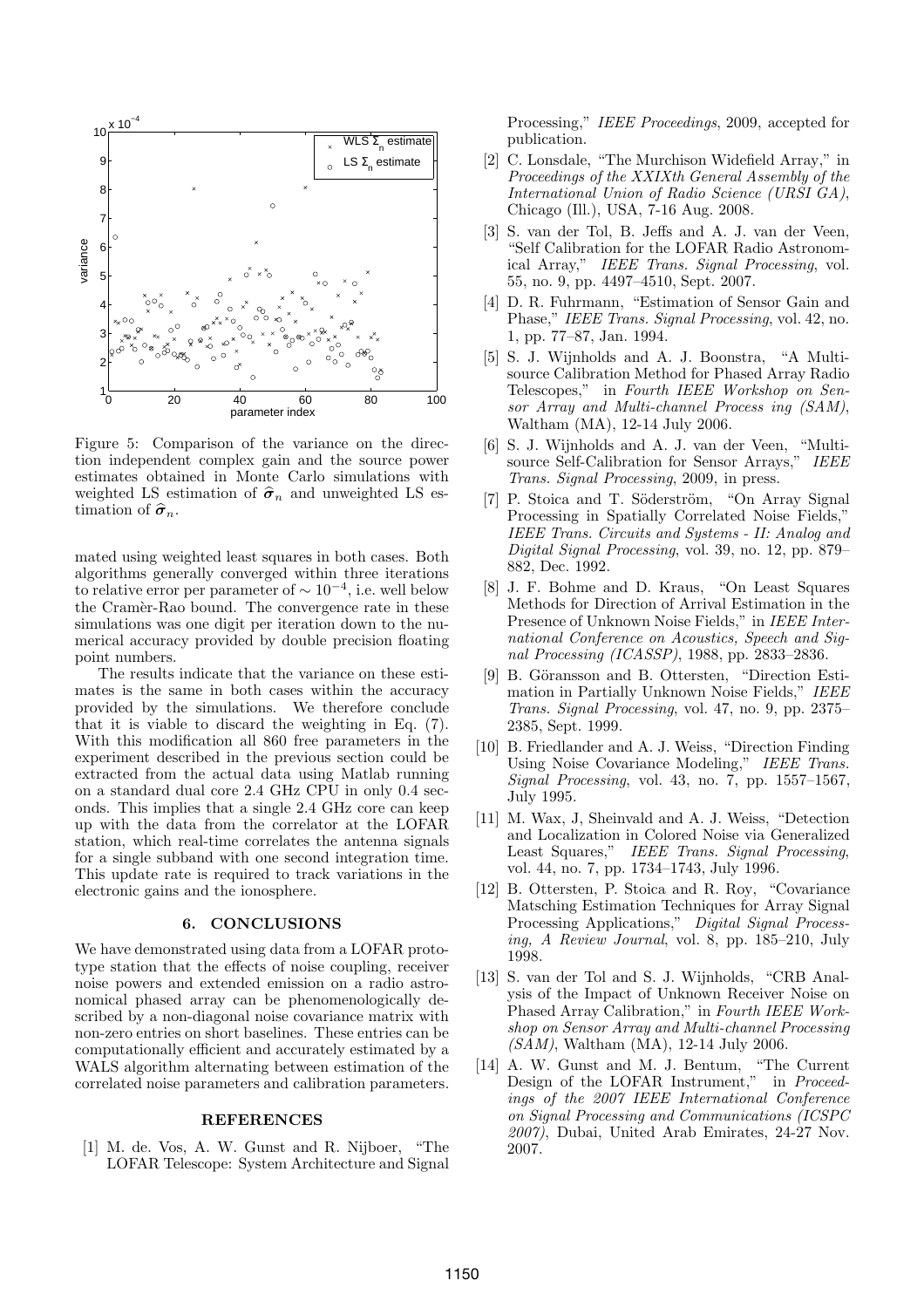x 10^-4

10

9

8

7

6

5

4

3

2

1

0 20 40 60 80 100

variance

parameter index

WLS $\Sigma_n$ estimate

LS $\Sigma_n$ estimate

Figure 5: Comparison of the variance on the direction independent complex gain and the source power estimates obtained in Monte Carlo simulations with weighted LS estimation of $\widehat{\boldsymbol{\sigma}}_n$ and unweighted LS estimation of $\widehat{\boldsymbol{\sigma}}_n$.

mated using weighted least squares in both cases. Both algorithms generally converged within three iterations to relative error per parameter of $\sim 10^{-4}$, i.e. well below the Cramèr-Rao bound. The convergence rate in these simulations was one digit per iteration down to the numerical accuracy provided by double precision floating point numbers.

The results indicate that the variance on these estimates is the same in both cases within the accuracy provided by the simulations. We therefore conclude that it is viable to discard the weighting in Eq. (7). With this modification all 860 free parameters in the experiment described in the previous section could be extracted from the actual data using Matlab running on a standard dual core 2.4 GHz CPU in only 0.4 seconds. This implies that a single 2.4 GHz core can keep up with the data from the correlator at the LOFAR station, which real-time correlates the antenna signals for a single subband with one second integration time. This update rate is required to track variations in the electronic gains and the ionosphere.

## 6. CONCLUSIONS

We have demonstrated using data from a LOFAR prototype station that the effects of noise coupling, receiver noise powers and extended emission on a radio astronomical phased array can be phenomenologically described by a non-diagonal noise covariance matrix with non-zero entries on short baselines. These entries can be computationally efficient and accurately estimated by a WALS algorithm alternating between estimation of the correlated noise parameters and calibration parameters.

## REFERENCES

[1] M. de. Vos, A. W. Gunst and R. Nijboer, "The LOFAR Telescope: System Architecture and Signal Processing," *IEEE Proceedings*, 2009, accepted for publication.

[2] C. Lonsdale, "The Murchison Widefield Array," in *Proceedings of the XXIXth General Assembly of the International Union of Radio Science (URSI GA)*, Chicago (Ill.), USA, 7-16 Aug. 2008.

[3] S. van der Tol, B. Jeffs and A. J. van der Veen, "Self Calibration for the LOFAR Radio Astronomical Array," *IEEE Trans. Signal Processing*, vol. 55, no. 9, pp. 4497–4510, Sept. 2007.

[4] D. R. Fuhrmann, "Estimation of Sensor Gain and Phase," *IEEE Trans. Signal Processing*, vol. 42, no. 1, pp. 77–87, Jan. 1994.

[5] S. J. Wijnholds and A. J. Boonstra, "A Multisource Calibration Method for Phased Array Radio Telescopes," in *Fourth IEEE Workshop on Sensor Array and Multi-channel Process ing (SAM)*, Waltham (MA), 12-14 July 2006.

[6] S. J. Wijnholds and A. J. van der Veen, "Multisource Self-Calibration for Sensor Arrays," *IEEE Trans. Signal Processing*, 2009, in press.

[7] P. Stoica and T. Söderström, "On Array Signal Processing in Spatially Correlated Noise Fields," *IEEE Trans. Circuits and Systems - II: Analog and Digital Signal Processing*, vol. 39, no. 12, pp. 879–882, Dec. 1992.

[8] J. F. Bohme and D. Kraus, "On Least Squares Methods for Direction of Arrival Estimation in the Presence of Unknown Noise Fields," in *IEEE International Conference on Acoustics, Speech and Signal Processing (ICASSP)*, 1988, pp. 2833–2836.

[9] B. Göransson and B. Ottersten, "Direction Estimation in Partially Unknown Noise Fields," *IEEE Trans. Signal Processing*, vol. 47, no. 9, pp. 2375–2385, Sept. 1999.

[10] B. Friedlander and A. J. Weiss, "Direction Finding Using Noise Covariance Modeling," *IEEE Trans. Signal Processing*, vol. 43, no. 7, pp. 1557–1567, July 1995.

[11] M. Wax, J, Sheinvald and A. J. Weiss, "Detection and Localization in Colored Noise via Generalized Least Squares," *IEEE Trans. Signal Processing*, vol. 44, no. 7, pp. 1734–1743, July 1996.

[12] B. Ottersten, P. Stoica and R. Roy, "Covariance Matsching Estimation Techniques for Array Signal Processing Applications," *Digital Signal Processing, A Review Journal*, vol. 8, pp. 185–210, July 1998.

[13] S. van der Tol and S. J. Wijnholds, "CRB Analysis of the Impact of Unknown Receiver Noise on Phased Array Calibration," in *Fourth IEEE Workshop on Sensor Array and Multi-channel Processing (SAM)*, Waltham (MA), 12-14 July 2006.

[14] A. W. Gunst and M. J. Bentum, "The Current Design of the LOFAR Instrument," in *Proceedings of the 2007 IEEE International Conference on Signal Processing and Communications (ICSPC 2007)*, Dubai, United Arab Emirates, 24-27 Nov. 2007.